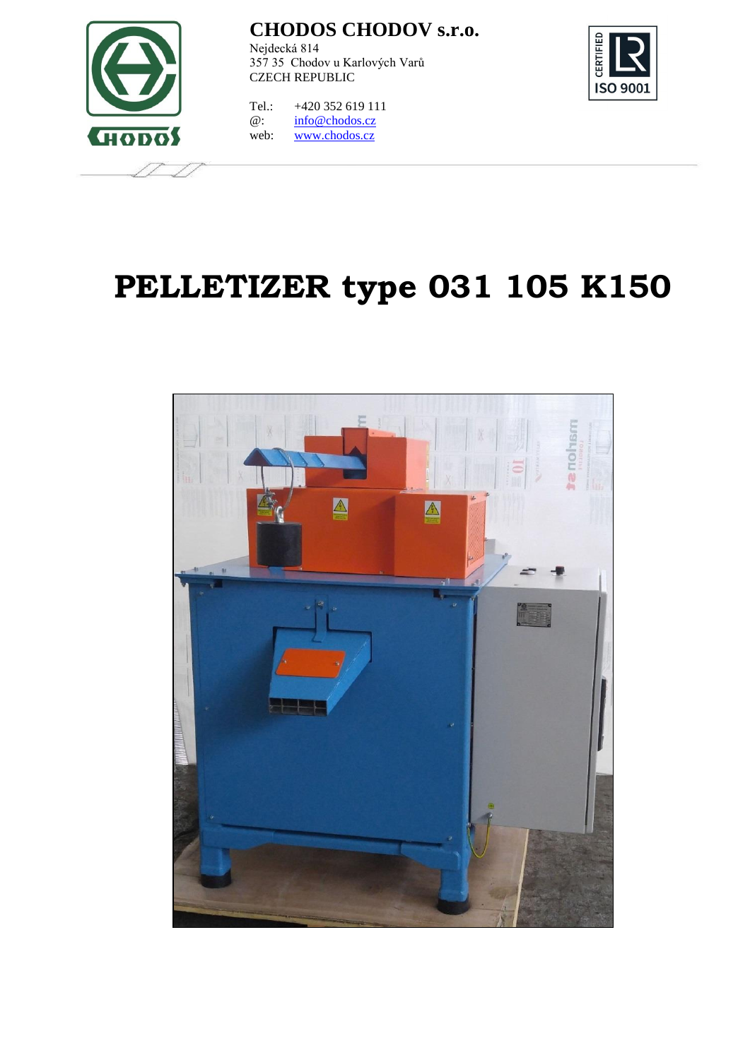**CHODOS CHODOV s.r.o.**
Nejdecká 814
357 35 Chodov u Karlových Varů
CZECH REPUBLIC

Tel.: +420 352 619 111
@: info@chodos.cz
web: www.chodos.cz

# PELLETIZER type 031 105 K150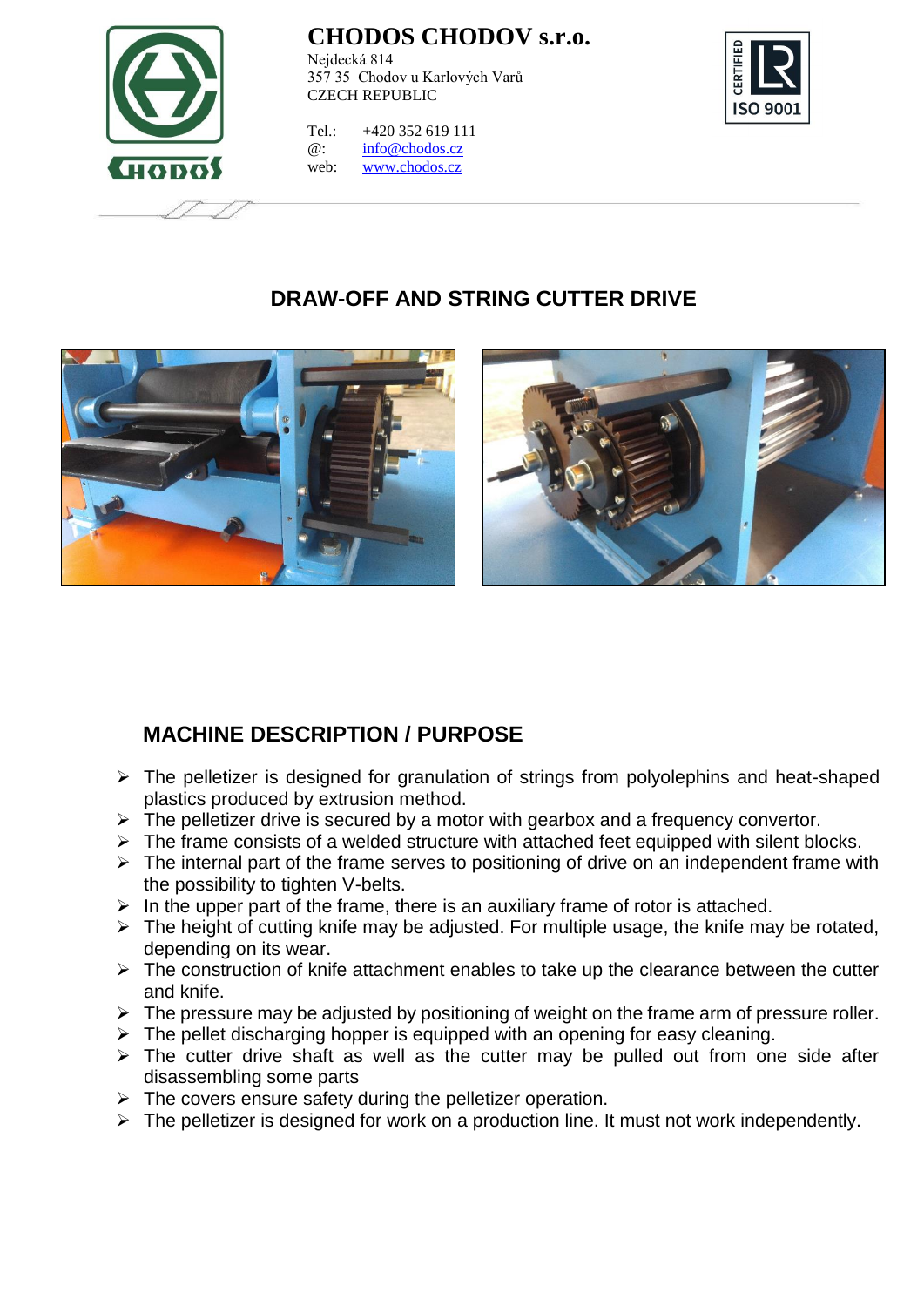**CHODOS CHODOV s.r.o.**
Nejdecká 814
357 35 Chodov u Karlových Varů
CZECH REPUBLIC

Tel.: +420 352 619 111
@: info@chodos.cz
web: www.chodos.cz

## DRAW-OFF AND STRING CUTTER DRIVE

## MACHINE DESCRIPTION / PURPOSE

- The pelletizer is designed for granulation of strings from polyolephins and heat-shaped plastics produced by extrusion method.
- The pelletizer drive is secured by a motor with gearbox and a frequency convertor.
- The frame consists of a welded structure with attached feet equipped with silent blocks.
- The internal part of the frame serves to positioning of drive on an independent frame with the possibility to tighten V-belts.
- In the upper part of the frame, there is an auxiliary frame of rotor is attached.
- The height of cutting knife may be adjusted. For multiple usage, the knife may be rotated, depending on its wear.
- The construction of knife attachment enables to take up the clearance between the cutter and knife.
- The pressure may be adjusted by positioning of weight on the frame arm of pressure roller.
- The pellet discharging hopper is equipped with an opening for easy cleaning.
- The cutter drive shaft as well as the cutter may be pulled out from one side after disassembling some parts
- The covers ensure safety during the pelletizer operation.
- The pelletizer is designed for work on a production line. It must not work independently.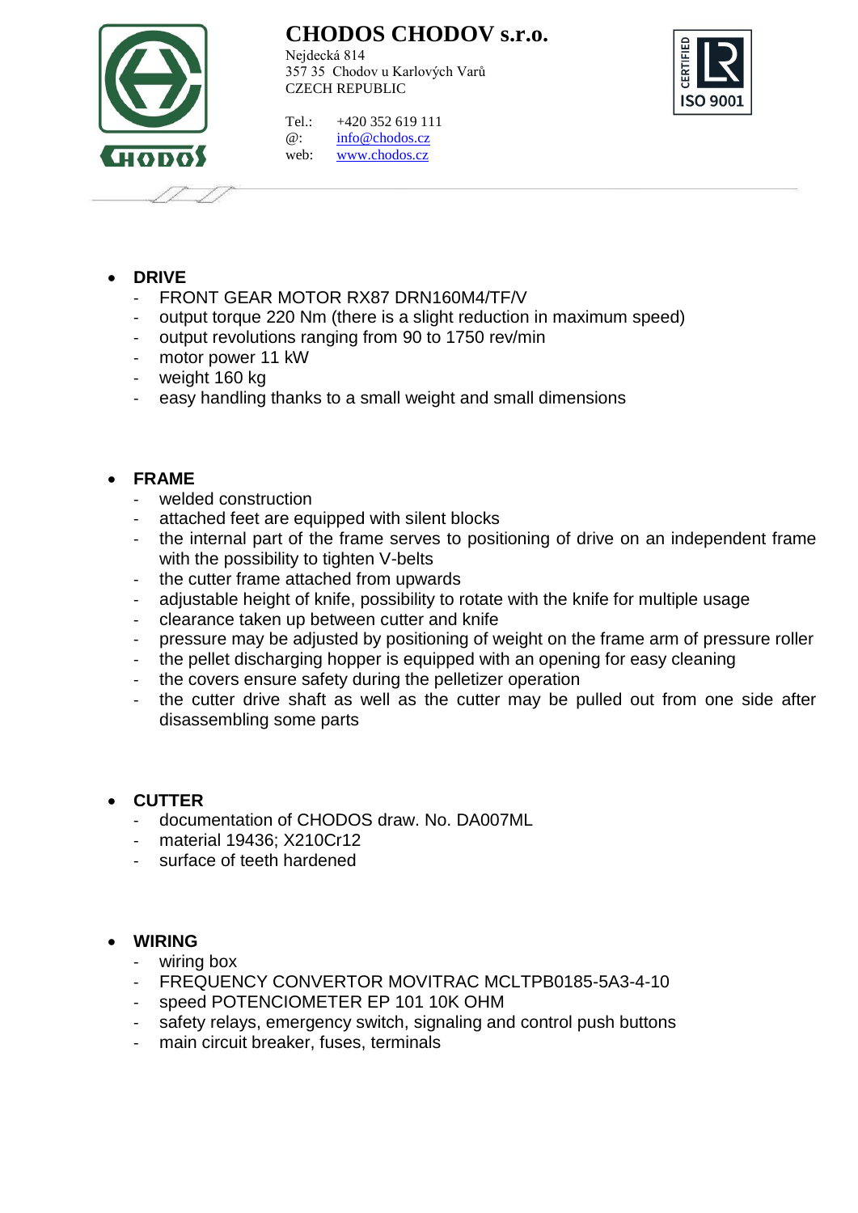- **DRIVE**
  - FRONT GEAR MOTOR RX87 DRN160M4/TF/V
  - output torque 220 Nm (there is a slight reduction in maximum speed)
  - output revolutions ranging from 90 to 1750 rev/min
  - motor power 11 kW
  - weight 160 kg
  - easy handling thanks to a small weight and small dimensions

- **FRAME**
  - welded construction
  - attached feet are equipped with silent blocks
  - the internal part of the frame serves to positioning of drive on an independent frame with the possibility to tighten V-belts
  - the cutter frame attached from upwards
  - adjustable height of knife, possibility to rotate with the knife for multiple usage
  - clearance taken up between cutter and knife
  - pressure may be adjusted by positioning of weight on the frame arm of pressure roller
  - the pellet discharging hopper is equipped with an opening for easy cleaning
  - the covers ensure safety during the pelletizer operation
  - the cutter drive shaft as well as the cutter may be pulled out from one side after disassembling some parts

- **CUTTER**
  - documentation of CHODOS draw. No. DA007ML
  - material 19436; X210Cr12
  - surface of teeth hardened

- **WIRING**
  - wiring box
  - FREQUENCY CONVERTOR MOVITRAC MCLTPB0185-5A3-4-10
  - speed POTENCIOMETER EP 101 10K OHM
  - safety relays, emergency switch, signaling and control push buttons
  - main circuit breaker, fuses, terminals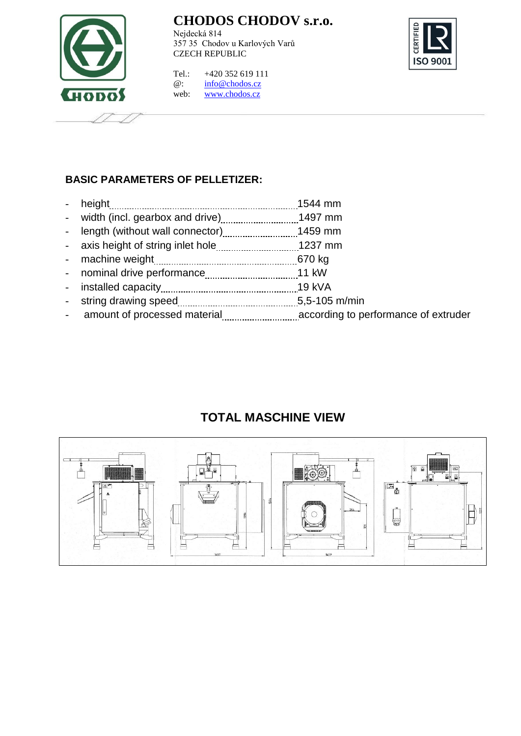**CHODOS CHODOV s.r.o.**
Nejdecká 814
357 35 Chodov u Karlových Varů
CZECH REPUBLIC

Tel.: +420 352 619 111
@: info@chodos.cz
web: www.chodos.cz

## BASIC PARAMETERS OF PELLETIZER:

- height ........ 1544 mm
- width (incl. gearbox and drive) ........ 1497 mm
- length (without wall connector) ........ 1459 mm
- axis height of string inlet hole ........ 1237 mm
- machine weight ........ 670 kg
- nominal drive performance ........ 11 kW
- installed capacity ........ 19 kVA
- string drawing speed ........ 5,5-105 m/min
- amount of processed material ........ according to performance of extruder

## TOTAL MASCHINE VIEW